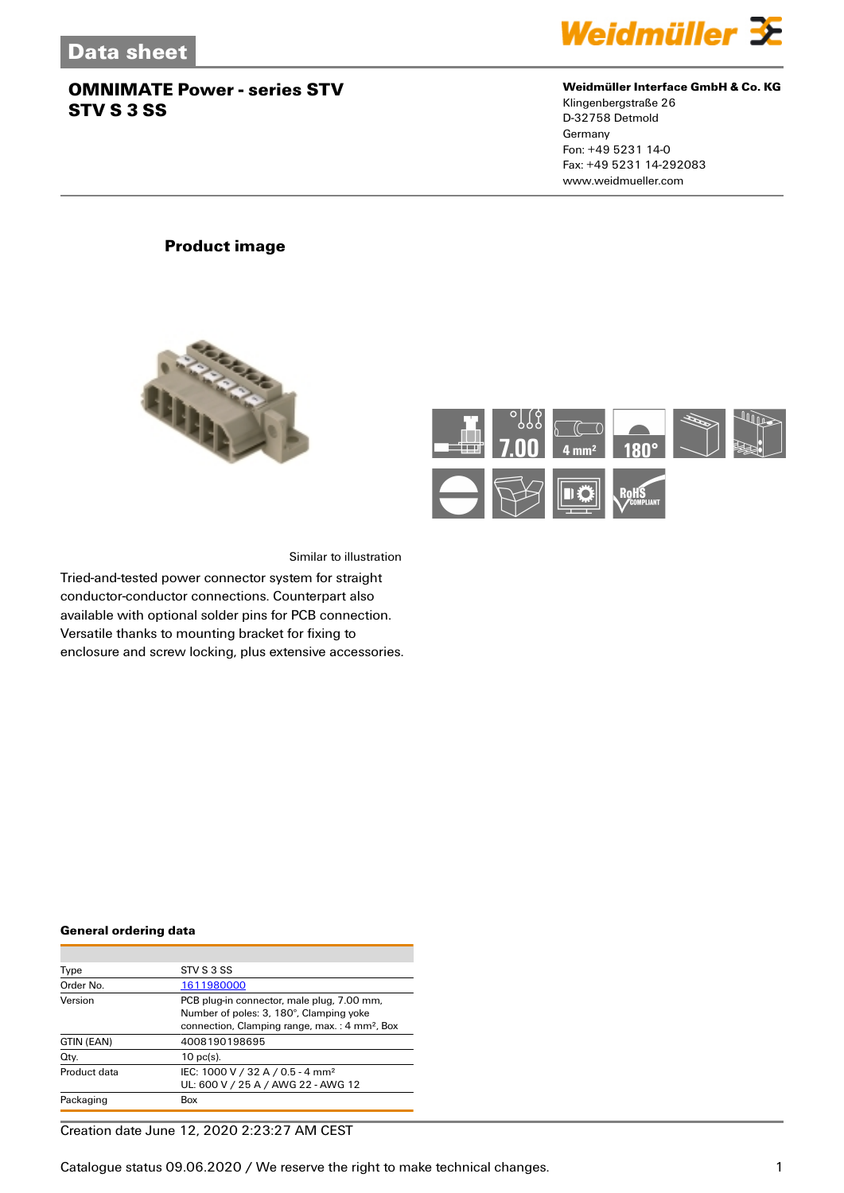# Data sheet

## OMNIMATE Power - series STV
## STV S 3 SS

**Weidmüller Interface GmbH & Co. KG**
Klingenbergstraße 26
D-32758 Detmold
Germany
Fon: +49 5231 14-0
Fax: +49 5231 14-292083
www.weidmueller.com

### Product image

Similar to illustration

Tried-and-tested power connector system for straight conductor-conductor connections. Counterpart also available with optional solder pins for PCB connection. Versatile thanks to mounting bracket for fixing to enclosure and screw locking, plus extensive accessories.

### General ordering data

| | |
|---|---|
| Type | STV S 3 SS |
| Order No. | 1611980000 |
| Version | PCB plug-in connector, male plug, 7.00 mm, Number of poles: 3, 180°, Clamping yoke connection, Clamping range, max. : 4 mm², Box |
| GTIN (EAN) | 4008190198695 |
| Qty. | 10 pc(s). |
| Product data | IEC: 1000 V / 32 A / 0.5 - 4 mm²<br>UL: 600 V / 25 A / AWG 22 - AWG 12 |
| Packaging | Box |

Creation date June 12, 2020 2:23:27 AM CEST

Catalogue status 09.06.2020 / We reserve the right to make technical changes.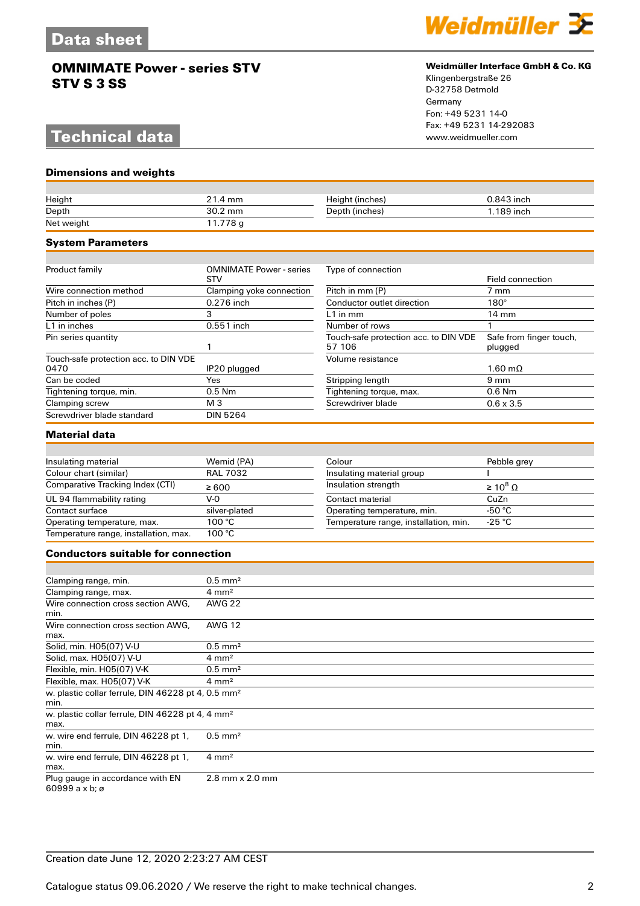# Data sheet

## OMNIMATE Power - series STV
## STV S 3 SS

**Weidmüller Interface GmbH & Co. KG**
Klingenbergstraße 26
D-32758 Detmold
Germany
Fon: +49 5231 14-0
Fax: +49 5231 14-292083
www.weidmueller.com

# Technical data

### Dimensions and weights

| | | | |
|---|---|---|---|
| Height | 21.4 mm | Height (inches) | 0.843 inch |
| Depth | 30.2 mm | Depth (inches) | 1.189 inch |
| Net weight | 11.778 g | | |

### System Parameters

| | | | |
|---|---|---|---|
| Product family | OMNIMATE Power - series STV | Type of connection | Field connection |
| Wire connection method | Clamping yoke connection | Pitch in mm (P) | 7 mm |
| Pitch in inches (P) | 0.276 inch | Conductor outlet direction | 180° |
| Number of poles | 3 | L1 in mm | 14 mm |
| L1 in inches | 0.551 inch | Number of rows | 1 |
| Pin series quantity | 1 | Touch-safe protection acc. to DIN VDE 57 106 | Safe from finger touch, plugged |
| Touch-safe protection acc. to DIN VDE 0470 | IP20 plugged | Volume resistance | 1.60 mΩ |
| Can be coded | Yes | Stripping length | 9 mm |
| Tightening torque, min. | 0.5 Nm | Tightening torque, max. | 0.6 Nm |
| Clamping screw | M 3 | Screwdriver blade | 0.6 x 3.5 |
| Screwdriver blade standard | DIN 5264 | | |

### Material data

| | | | |
|---|---|---|---|
| Insulating material | Wemid (PA) | Colour | Pebble grey |
| Colour chart (similar) | RAL 7032 | Insulating material group | I |
| Comparative Tracking Index (CTI) | ≥ 600 | Insulation strength | ≥ $10^8$ Ω |
| UL 94 flammability rating | V-0 | Contact material | CuZn |
| Contact surface | silver-plated | Operating temperature, min. | -50 °C |
| Operating temperature, max. | 100 °C | Temperature range, installation, min. | -25 °C |
| Temperature range, installation, max. | 100 °C | | |

### Conductors suitable for connection

| | |
|---|---|
| Clamping range, min. | 0.5 mm² |
| Clamping range, max. | 4 mm² |
| Wire connection cross section AWG, min. | AWG 22 |
| Wire connection cross section AWG, max. | AWG 12 |
| Solid, min. H05(07) V-U | 0.5 mm² |
| Solid, max. H05(07) V-U | 4 mm² |
| Flexible, min. H05(07) V-K | 0.5 mm² |
| Flexible, max. H05(07) V-K | 4 mm² |
| w. plastic collar ferrule, DIN 46228 pt 4, min. | 0.5 mm² |
| w. plastic collar ferrule, DIN 46228 pt 4, max. | 4 mm² |
| w. wire end ferrule, DIN 46228 pt 1, min. | 0.5 mm² |
| w. wire end ferrule, DIN 46228 pt 1, max. | 4 mm² |
| Plug gauge in accordance with EN 60999 a x b; ø | 2.8 mm x 2.0 mm |

Creation date June 12, 2020 2:23:27 AM CEST

Catalogue status 09.06.2020 / We reserve the right to make technical changes.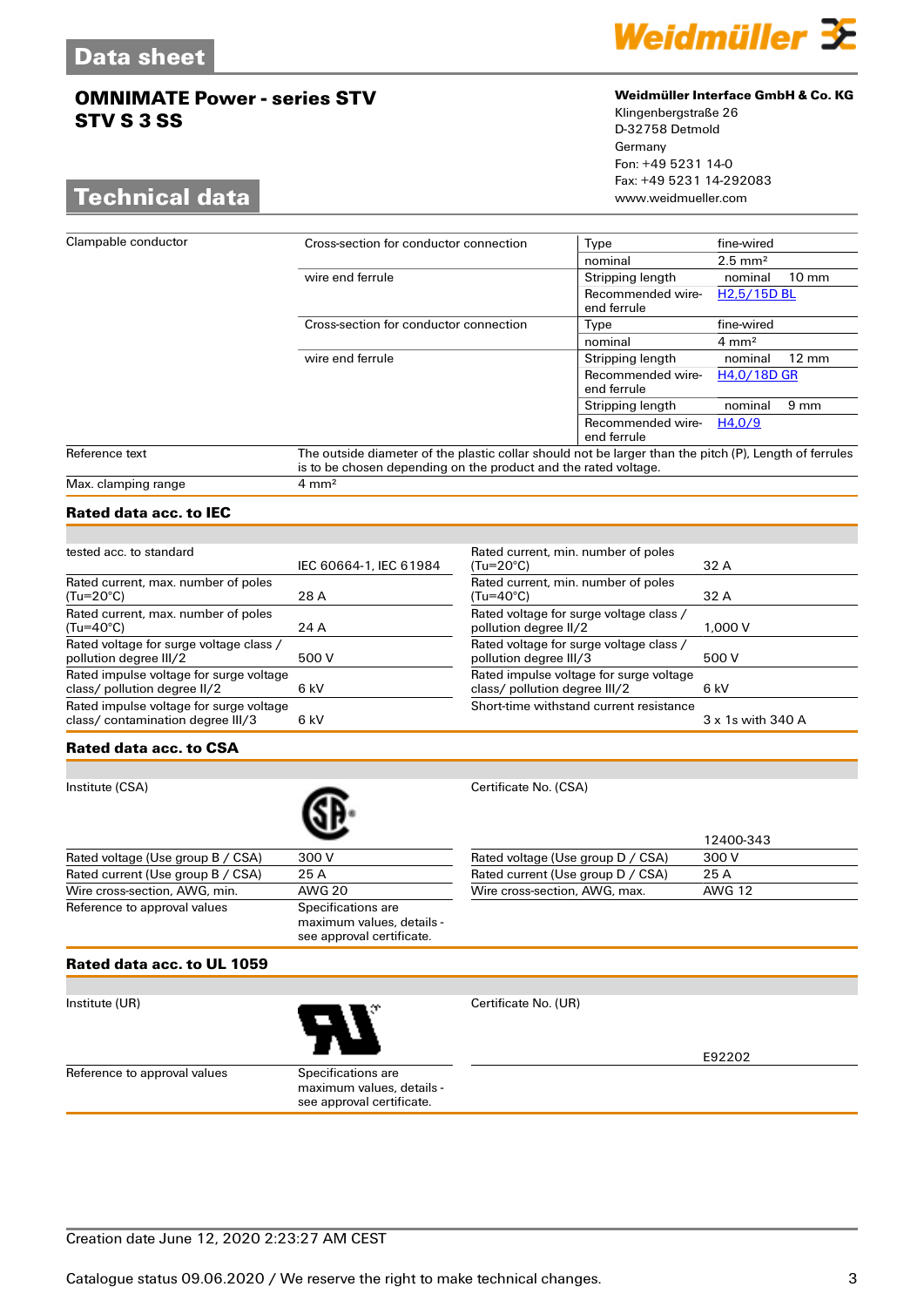# OMNIMATE Power - series STV
## STV S 3 SS

**Weidmüller Interface GmbH & Co. KG**
Klingenbergstraße 26
D-32758 Detmold
Germany
Fon: +49 5231 14-0
Fax: +49 5231 14-292083
www.weidmueller.com

## Technical data

| | | | |
|---|---|---|---|
| Clampable conductor | Cross-section for conductor connection | Type | fine-wired |
| | | nominal | 2.5 mm² |
| | wire end ferrule | Stripping length | nominal 10 mm |
| | | Recommended wire-end ferrule | H2,5/15D BL |
| | Cross-section for conductor connection | Type | fine-wired |
| | | nominal | 4 mm² |
| | wire end ferrule | Stripping length | nominal 12 mm |
| | | Recommended wire-end ferrule | H4,0/18D GR |
| | | Stripping length | nominal 9 mm |
| | | Recommended wire-end ferrule | H4,0/9 |
| Reference text | The outside diameter of the plastic collar should not be larger than the pitch (P), Length of ferrules is to be chosen depending on the product and the rated voltage. | | |
| Max. clamping range | 4 mm² | | |

### Rated data acc. to IEC

| | | | |
|---|---|---|---|
| tested acc. to standard | IEC 60664-1, IEC 61984 | Rated current, min. number of poles (Tu=20°C) | 32 A |
| Rated current, max. number of poles (Tu=20°C) | 28 A | Rated current, min. number of poles (Tu=40°C) | 32 A |
| Rated current, max. number of poles (Tu=40°C) | 24 A | Rated voltage for surge voltage class / pollution degree II/2 | 1,000 V |
| Rated voltage for surge voltage class / pollution degree III/2 | 500 V | Rated voltage for surge voltage class / pollution degree III/3 | 500 V |
| Rated impulse voltage for surge voltage class/ pollution degree II/2 | 6 kV | Rated impulse voltage for surge voltage class/ pollution degree III/2 | 6 kV |
| Rated impulse voltage for surge voltage class/ contamination degree III/3 | 6 kV | Short-time withstand current resistance | 3 x 1s with 340 A |

### Rated data acc. to CSA

| | | | |
|---|---|---|---|
| Institute (CSA) | | Certificate No. (CSA) | 12400-343 |
| Rated voltage (Use group B / CSA) | 300 V | Rated voltage (Use group D / CSA) | 300 V |
| Rated current (Use group B / CSA) | 25 A | Rated current (Use group D / CSA) | 25 A |
| Wire cross-section, AWG, min. | AWG 20 | Wire cross-section, AWG, max. | AWG 12 |
| Reference to approval values | Specifications are maximum values, details - see approval certificate. | | |

### Rated data acc. to UL 1059

| | | | |
|---|---|---|---|
| Institute (UR) | | Certificate No. (UR) | E92202 |
| Reference to approval values | Specifications are maximum values, details - see approval certificate. | | |

Creation date June 12, 2020 2:23:27 AM CEST

Catalogue status 09.06.2020 / We reserve the right to make technical changes.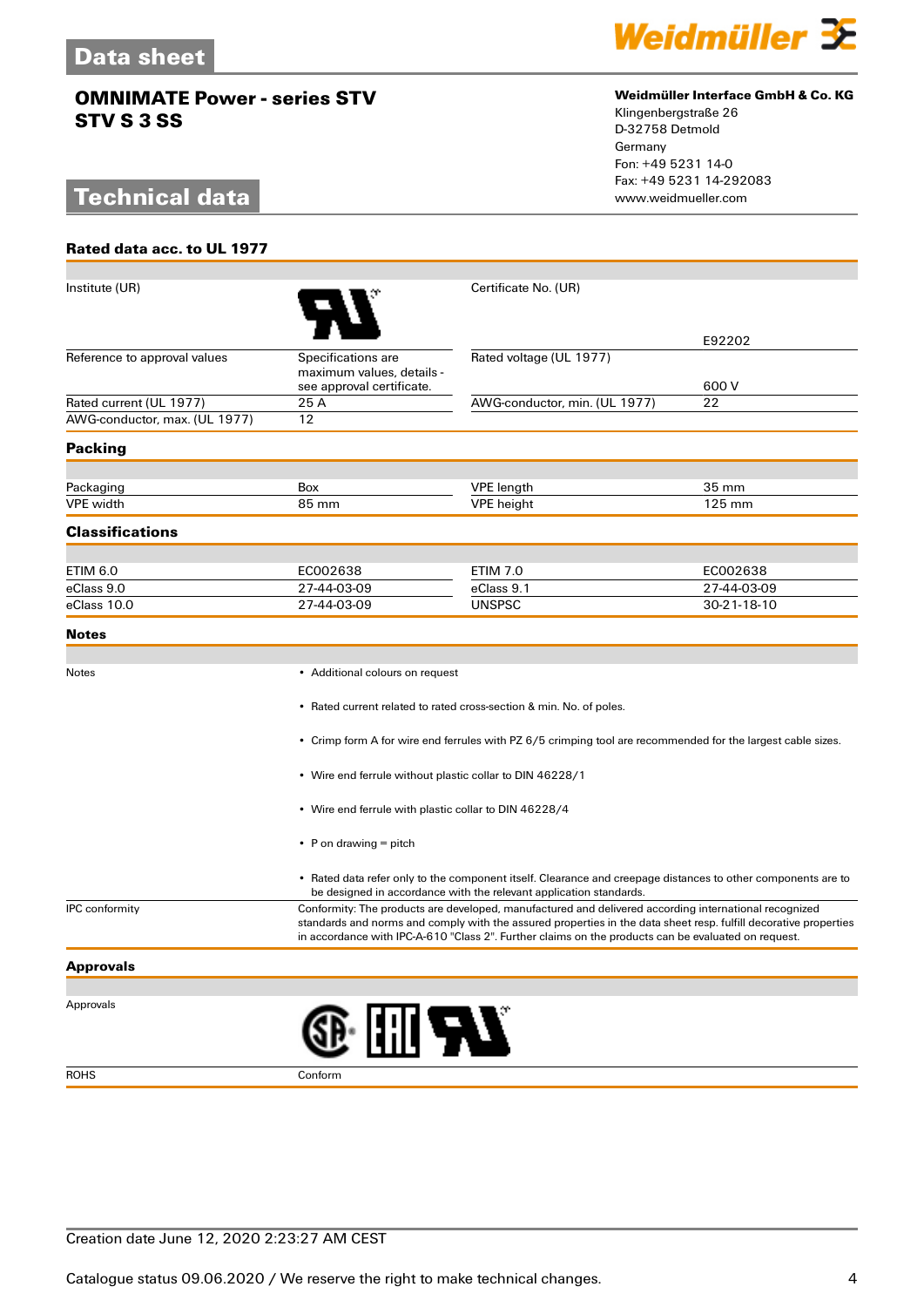# Data sheet

## OMNIMATE Power - series STV
## STV S 3 SS

**Weidmüller Interface GmbH & Co. KG**
Klingenbergstraße 26
D-32758 Detmold
Germany
Fon: +49 5231 14-0
Fax: +49 5231 14-292083
www.weidmueller.com

# Technical data

### Rated data acc. to UL 1977

| | | | |
|---|---|---|---|
| Institute (UR) | | Certificate No. (UR) | E92202 |
| Reference to approval values | Specifications are maximum values, details - see approval certificate. | Rated voltage (UL 1977) | 600 V |
| Rated current (UL 1977) | 25 A | AWG-conductor, min. (UL 1977) | 22 |
| AWG-conductor, max. (UL 1977) | 12 | | |

### Packing

| | | | |
|---|---|---|---|
| Packaging | Box | VPE length | 35 mm |
| VPE width | 85 mm | VPE height | 125 mm |

### Classifications

| | | | |
|---|---|---|---|
| ETIM 6.0 | EC002638 | ETIM 7.0 | EC002638 |
| eClass 9.0 | 27-44-03-09 | eClass 9.1 | 27-44-03-09 |
| eClass 10.0 | 27-44-03-09 | UNSPSC | 30-21-18-10 |

### Notes

Notes

- Additional colours on request
- Rated current related to rated cross-section & min. No. of poles.
- Crimp form A for wire end ferrules with PZ 6/5 crimping tool are recommended for the largest cable sizes.
- Wire end ferrule without plastic collar to DIN 46228/1
- Wire end ferrule with plastic collar to DIN 46228/4
- P on drawing = pitch
- Rated data refer only to the component itself. Clearance and creepage distances to other components are to be designed in accordance with the relevant application standards.

IPC conformity: Conformity: The products are developed, manufactured and delivered according international recognized standards and norms and comply with the assured properties in the data sheet resp. fulfill decorative properties in accordance with IPC-A-610 "Class 2". Further claims on the products can be evaluated on request.

### Approvals

Approvals

| | |
|---|---|
| ROHS | Conform |

Creation date June 12, 2020 2:23:27 AM CEST

Catalogue status 09.06.2020 / We reserve the right to make technical changes.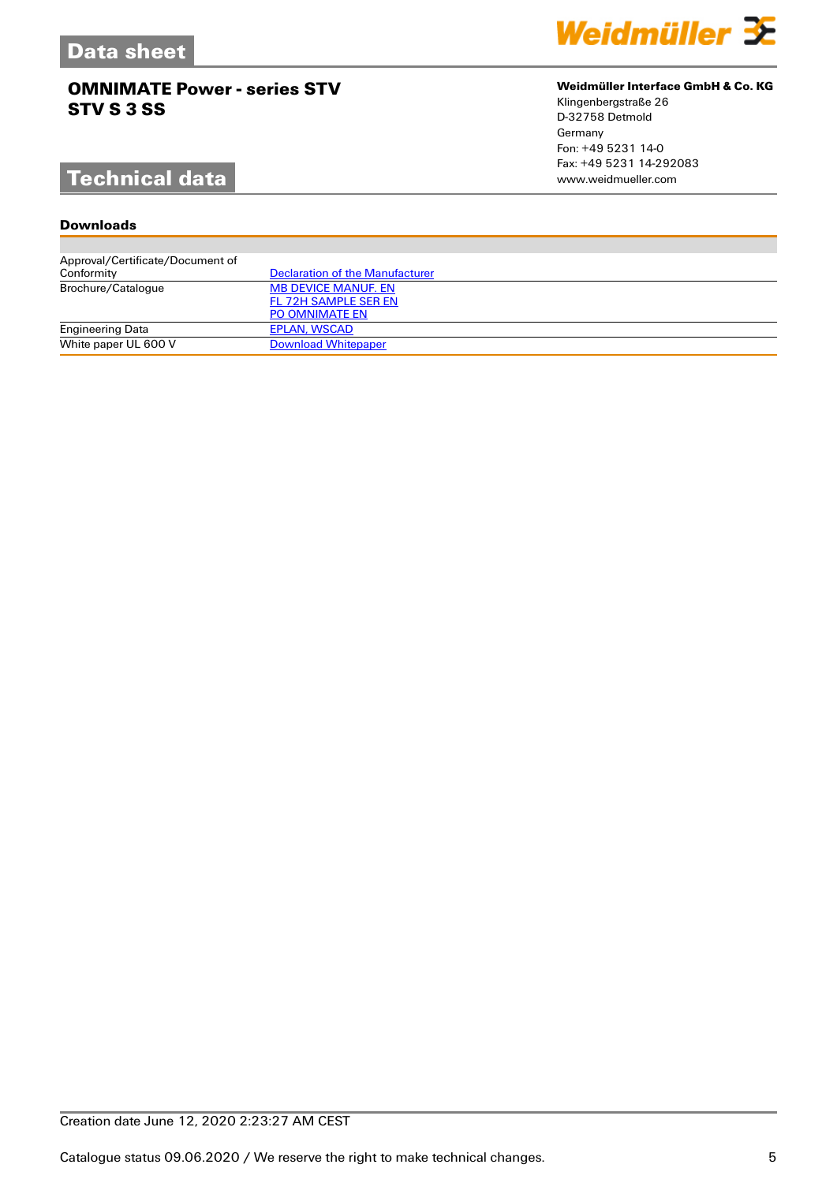# Data sheet

## OMNIMATE Power - series STV
## STV S 3 SS

**Weidmüller Interface GmbH & Co. KG**
Klingenbergstraße 26
D-32758 Detmold
Germany
Fon: +49 5231 14-0
Fax: +49 5231 14-292083
www.weidmueller.com

# Technical data

### Downloads

| | |
|---|---|
| Approval/Certificate/Document of Conformity | Declaration of the Manufacturer |
| Brochure/Catalogue | MB DEVICE MANUF. EN<br>FL 72H SAMPLE SER EN<br>PO OMNIMATE EN |
| Engineering Data | EPLAN, WSCAD |
| White paper UL 600 V | Download Whitepaper |

Creation date June 12, 2020 2:23:27 AM CEST

Catalogue status 09.06.2020 / We reserve the right to make technical changes.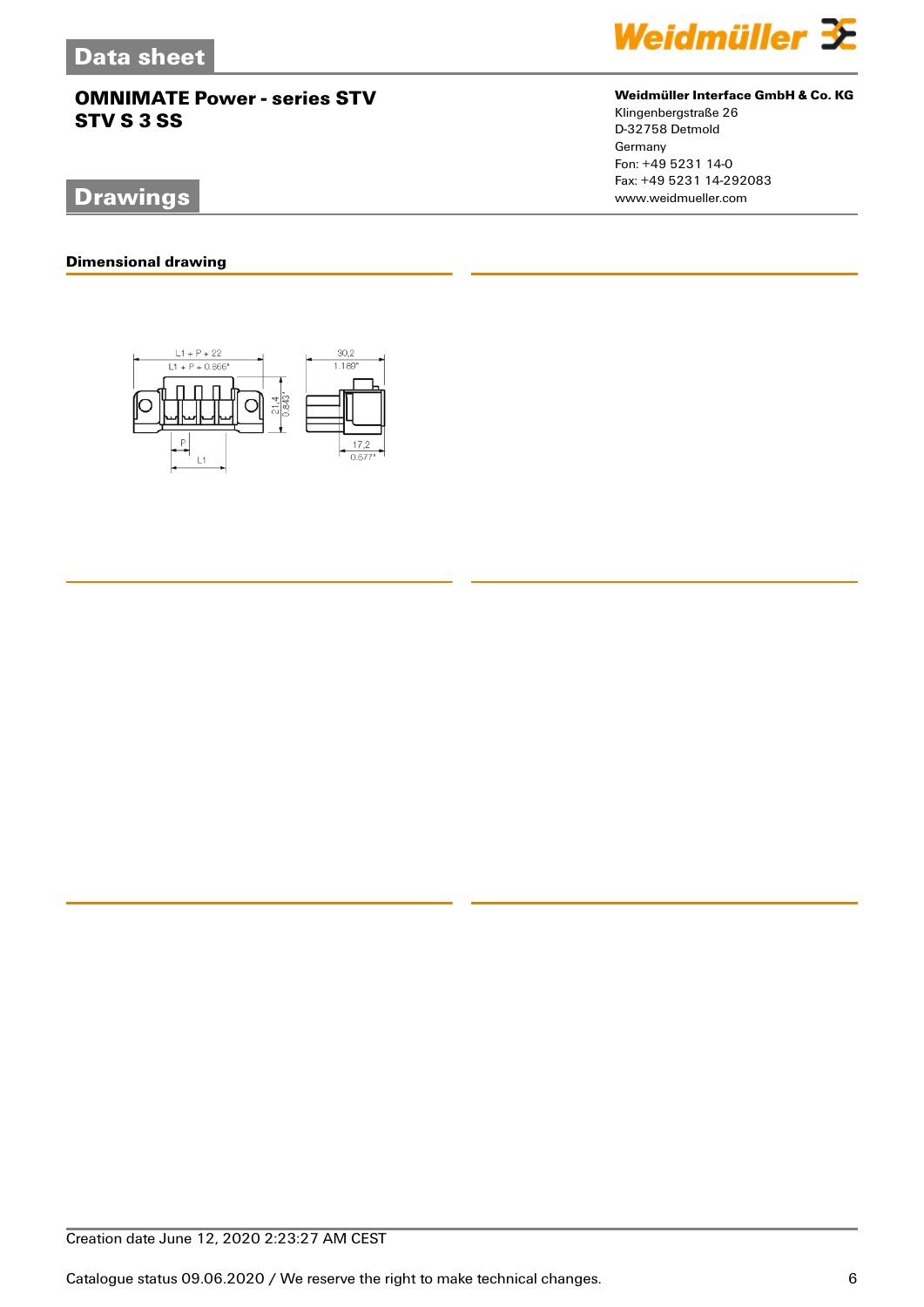# Data sheet

## OMNIMATE Power - series STV
## STV S 3 SS

**Weidmüller Interface GmbH & Co. KG**
Klingenbergstraße 26
D-32758 Detmold
Germany
Fon: +49 5231 14-0
Fax: +49 5231 14-292083
www.weidmueller.com

## Drawings

### Dimensional drawing

L1 + P + 22
L1 + P + 0.866"
21,4
0.843"
P
L1
30,2
1.189"
17,2
0.677"

Creation date June 12, 2020 2:23:27 AM CEST

Catalogue status 09.06.2020 / We reserve the right to make technical changes.